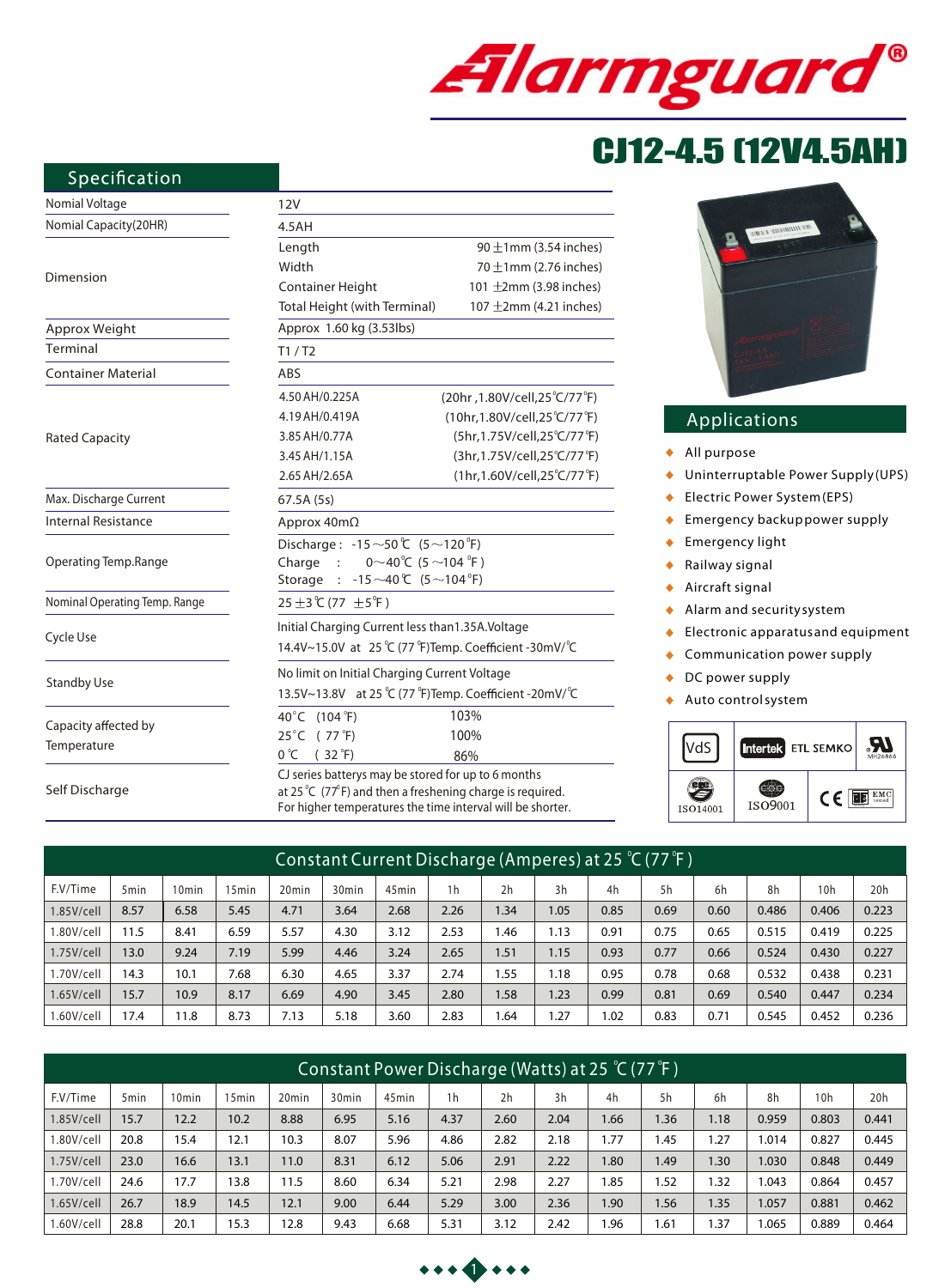# Alarmguard®

# CJ12-4.5 (12V4.5AH)

## Specification

| | | |
|---|---|---|
| Nomial Voltage | 12V | |
| Nomial Capacity(20HR) | 4.5AH | |
| Dimension | Length | 90 ±1mm (3.54 inches) |
| | Width | 70 ±1mm (2.76 inches) |
| | Container Height | 101 ±2mm (3.98 inches) |
| | Total Height (with Terminal) | 107 ±2mm (4.21 inches) |
| Approx Weight | Approx 1.60 kg (3.53lbs) | |
| Terminal | T1 / T2 | |
| Container Material | ABS | |
| Rated Capacity | 4.50 AH/0.225A | (20hr ,1.80V/cell,25℃/77℉) |
| | 4.19 AH/0.419A | (10hr,1.80V/cell,25℃/77℉) |
| | 3.85 AH/0.77A | (5hr,1.75V/cell,25℃/77℉) |
| | 3.45 AH/1.15A | (3hr,1.75V/cell,25℃/77℉) |
| | 2.65 AH/2.65A | (1hr,1.60V/cell,25℃/77℉) |
| Max. Discharge Current | 67.5A (5s) | |
| Internal Resistance | Approx 40mΩ | |
| Operating Temp.Range | Discharge : -15～50℃ (5～120℉)<br>Charge : 0～40℃ (5～104℉)<br>Storage : -15～40℃ (5～104℉) | |
| Nominal Operating Temp. Range | 25±3℃ (77 ±5℉) | |
| Cycle Use | Initial Charging Current less than1.35A.Voltage<br>14.4V~15.0V at 25℃ (77℉)Temp. Coefficient -30mV/℃ | |
| Standby Use | No limit on Initial Charging Current Voltage<br>13.5V~13.8V at 25℃ (77℉)Temp. Coefficient -20mV/℃ | |
| Capacity affected by Temperature | 40℃ (104℉) | 103% |
| | 25℃ (77℉) | 100% |
| | 0℃ (32℉) | 86% |
| Self Discharge | CJ series batterys may be stored for up to 6 months at 25℃ (77℉) and then a freshening charge is required. For higher temperatures the time interval will be shorter. | |

## Applications

- All purpose
- Uninterruptable Power Supply(UPS)
- Electric Power System(EPS)
- Emergency backup power supply
- Emergency light
- Railway signal
- Aircraft signal
- Alarm and security system
- Electronic apparatus and equipment
- Communication power supply
- DC power supply
- Auto control system

VdS | Intertek ETL SEMKO | UL MH26866 | ISO14001 | ISO9001 | CE | EMC

## Constant Current Discharge (Amperes) at 25℃(77℉)

| F.V/Time | 5min | 10min | 15min | 20min | 30min | 45min | 1h | 2h | 3h | 4h | 5h | 6h | 8h | 10h | 20h |
|---|---|---|---|---|---|---|---|---|---|---|---|---|---|---|---|
| 1.85V/cell | 8.57 | 6.58 | 5.45 | 4.71 | 3.64 | 2.68 | 2.26 | 1.34 | 1.05 | 0.85 | 0.69 | 0.60 | 0.486 | 0.406 | 0.223 |
| 1.80V/cell | 11.5 | 8.41 | 6.59 | 5.57 | 4.30 | 3.12 | 2.53 | 1.46 | 1.13 | 0.91 | 0.75 | 0.65 | 0.515 | 0.419 | 0.225 |
| 1.75V/cell | 13.0 | 9.24 | 7.19 | 5.99 | 4.46 | 3.24 | 2.65 | 1.51 | 1.15 | 0.93 | 0.77 | 0.66 | 0.524 | 0.430 | 0.227 |
| 1.70V/cell | 14.3 | 10.1 | 7.68 | 6.30 | 4.65 | 3.37 | 2.74 | 1.55 | 1.18 | 0.95 | 0.78 | 0.68 | 0.532 | 0.438 | 0.231 |
| 1.65V/cell | 15.7 | 10.9 | 8.17 | 6.69 | 4.90 | 3.45 | 2.80 | 1.58 | 1.23 | 0.99 | 0.81 | 0.69 | 0.540 | 0.447 | 0.234 |
| 1.60V/cell | 17.4 | 11.8 | 8.73 | 7.13 | 5.18 | 3.60 | 2.83 | 1.64 | 1.27 | 1.02 | 0.83 | 0.71 | 0.545 | 0.452 | 0.236 |

## Constant Power Discharge (Watts) at 25℃(77℉)

| F.V/Time | 5min | 10min | 15min | 20min | 30min | 45min | 1h | 2h | 3h | 4h | 5h | 6h | 8h | 10h | 20h |
|---|---|---|---|---|---|---|---|---|---|---|---|---|---|---|---|
| 1.85V/cell | 15.7 | 12.2 | 10.2 | 8.88 | 6.95 | 5.16 | 4.37 | 2.60 | 2.04 | 1.66 | 1.36 | 1.18 | 0.959 | 0.803 | 0.441 |
| 1.80V/cell | 20.8 | 15.4 | 12.1 | 10.3 | 8.07 | 5.96 | 4.86 | 2.82 | 2.18 | 1.77 | 1.45 | 1.27 | 1.014 | 0.827 | 0.445 |
| 1.75V/cell | 23.0 | 16.6 | 13.1 | 11.0 | 8.31 | 6.12 | 5.06 | 2.91 | 2.22 | 1.80 | 1.49 | 1.30 | 1.030 | 0.848 | 0.449 |
| 1.70V/cell | 24.6 | 17.7 | 13.8 | 11.5 | 8.60 | 6.34 | 5.21 | 2.98 | 2.27 | 1.85 | 1.52 | 1.32 | 1.043 | 0.864 | 0.457 |
| 1.65V/cell | 26.7 | 18.9 | 14.5 | 12.1 | 9.00 | 6.44 | 5.29 | 3.00 | 2.36 | 1.90 | 1.56 | 1.35 | 1.057 | 0.881 | 0.462 |
| 1.60V/cell | 28.8 | 20.1 | 15.3 | 12.8 | 9.43 | 6.68 | 5.31 | 3.12 | 2.42 | 1.96 | 1.61 | 1.37 | 1.065 | 0.889 | 0.464 |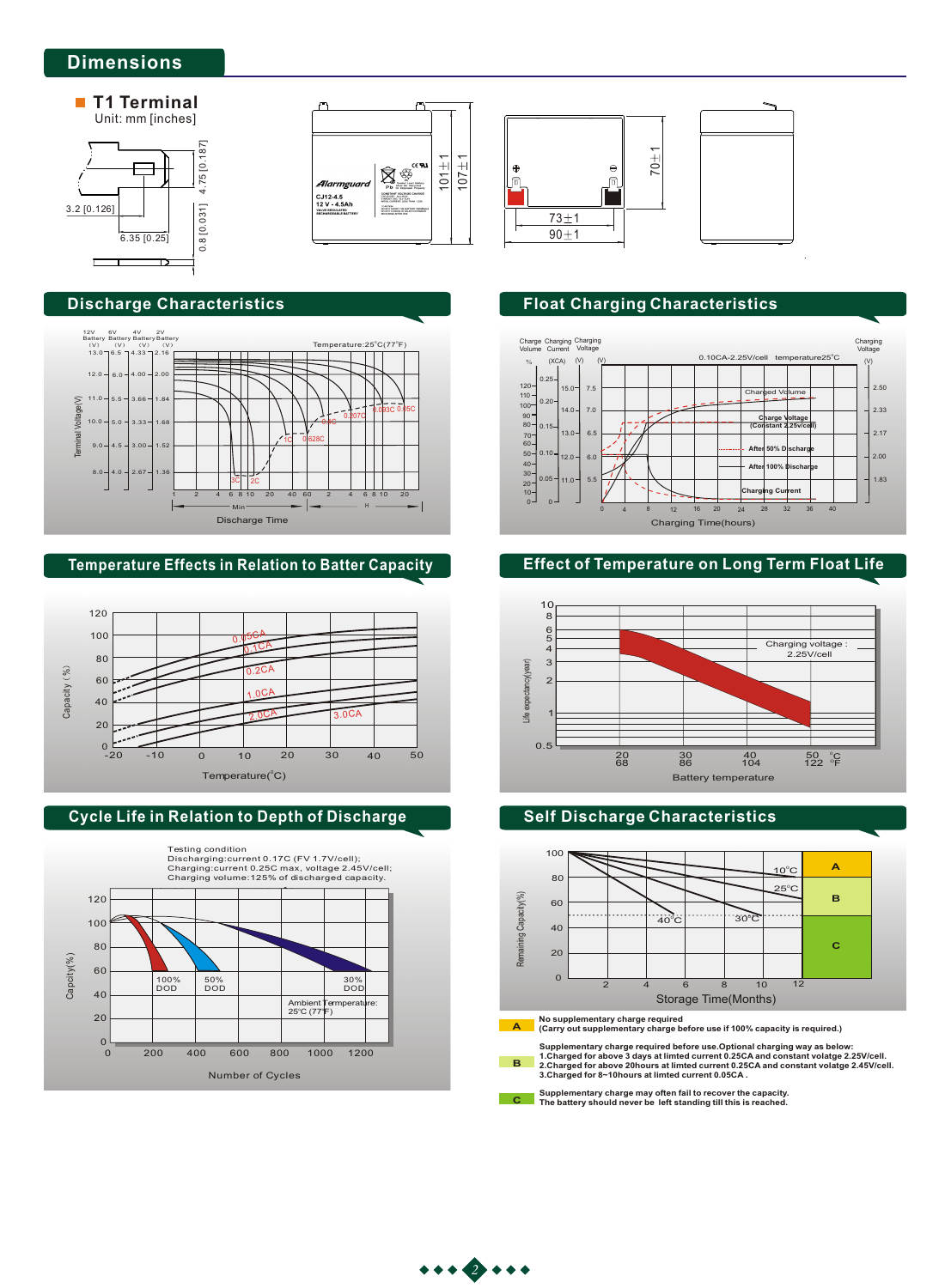## Dimensions

**T1 Terminal**
Unit: mm [inches]

4.75 [0.187]
3.2 [0.126]
6.35 [0.25]
0.8 [0.031]

Alarmguard
CJ12-4.5
12 V - 4.5Ah

101±1
107±1
70±1
73±1
90±1

## Discharge Characteristics

12V Battery (V) | 6V Battery (V) | 4V Battery (V) | 2V Battery (V)

Temperature:25°C(77°F)

Terminal Voltage(V)

13.0 6.5 4.33 2.16
12.0 6.0 4.00 2.00
11.0 5.5 3.66 1.84
10.0 5.0 3.33 1.68
9.0 4.5 3.00 1.52
8.0 4.0 2.67 1.36

3C 2C 1C 0.628C 0.4C 0.207C 0.093C 0.05C

1 2 4 6 8 10 20 40 60 2 4 6 8 10 20
Min H
Discharge Time

## Float Charging Characteristics

Charge Volume % | Charging Current (XCA) | Charging Voltage (V) (V) | Charging Voltage (V)

0.10CA-2.25V/cell temperature25°C

Charged Volume
Charge Voltage (Constant 2.25v/cell)
After 50% Discharge
After 100% Discharge
Charging Current

0 4 8 12 16 20 24 28 32 36 40
Charging Time(hours)

## Temperature Effects in Relation to Batter Capacity

Capacity (%)

0.05CA
0.1CA
0.2CA
1.0CA
2.0CA
3.0CA

-20 -10 0 10 20 30 40 50
Temperature(°C)

## Effect of Temperature on Long Term Float Life

Life expectancy(year)

Charging voltage : 2.25V/cell

20 30 40 50 °C
68 86 104 122 °F
Battery temperature

## Cycle Life in Relation to Depth of Discharge

Testing condition
Discharging:current 0.17C (FV 1.7V/cell);
Charging:current 0.25C max, voltage 2.45V/cell;
Charging volume:125% of discharged capacity.

Capcity(%)

100% DOD
50% DOD
30% DOD

Ambient Temperature: 25°C (77°F)

0 200 400 600 800 1000 1200
Number of Cycles

## Self Discharge Characteristics

Remaining Capacity(%)

10°C
25°C
40°C
30°C

A
B
C

2 4 6 8 10 12
Storage Time(Months)

**A** No supplementary charge required
(Carry out supplementary charge before use if 100% capacity is required.)

**B** Supplementary charge required before use.Optional charging way as below:
1.Charged for above 3 days at limted current 0.25CA and constant voltage 2.25V/cell.
2.Charged for above 20hours at limited current 0.25CA and constant voltage 2.45V/cell.
3.Charged for 8~10hours at limited current 0.05CA .

**C** Supplementary charge may often fail to recover the capacity.
The battery should never be left standing till this is reached.